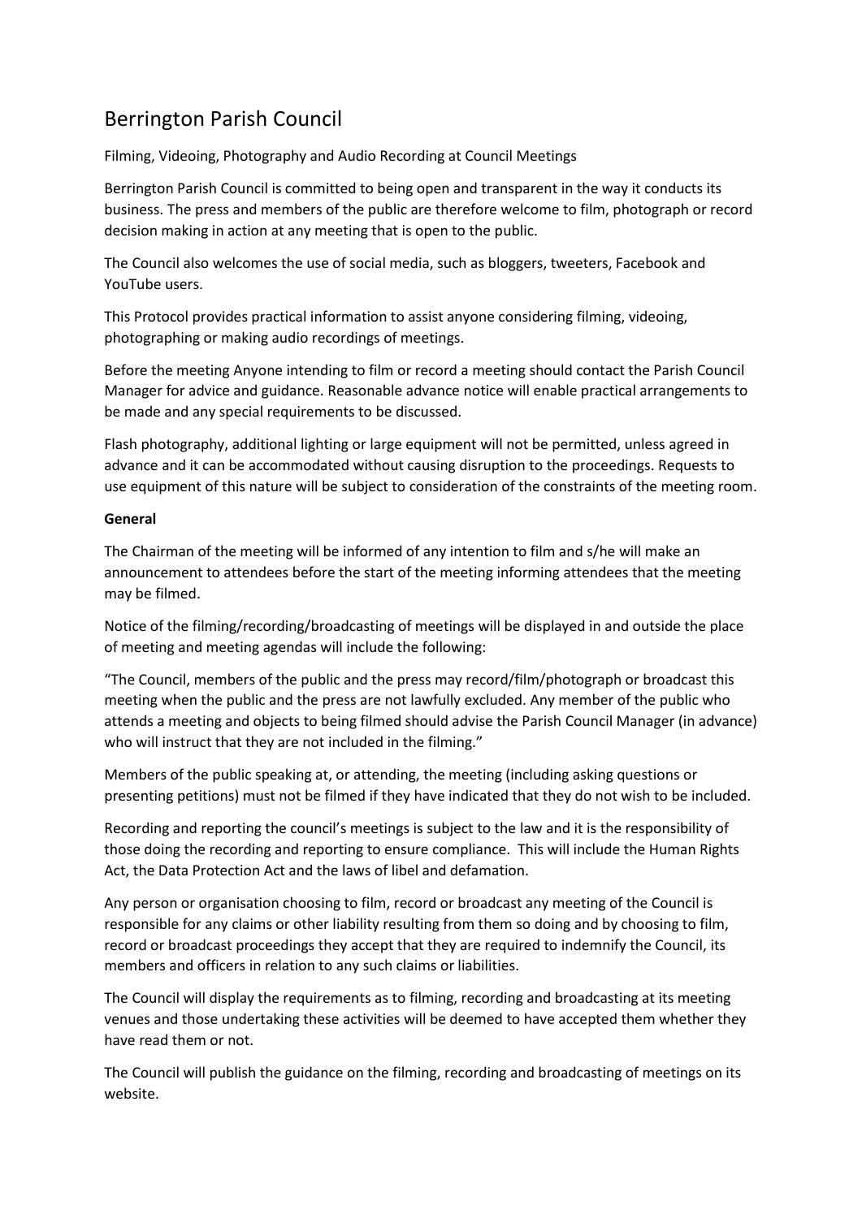# Berrington Parish Council

Filming, Videoing, Photography and Audio Recording at Council Meetings

Berrington Parish Council is committed to being open and transparent in the way it conducts its business. The press and members of the public are therefore welcome to film, photograph or record decision making in action at any meeting that is open to the public.

The Council also welcomes the use of social media, such as bloggers, tweeters, Facebook and YouTube users.

This Protocol provides practical information to assist anyone considering filming, videoing, photographing or making audio recordings of meetings.

Before the meeting Anyone intending to film or record a meeting should contact the Parish Council Manager for advice and guidance. Reasonable advance notice will enable practical arrangements to be made and any special requirements to be discussed.

Flash photography, additional lighting or large equipment will not be permitted, unless agreed in advance and it can be accommodated without causing disruption to the proceedings. Requests to use equipment of this nature will be subject to consideration of the constraints of the meeting room.

**General**

The Chairman of the meeting will be informed of any intention to film and s/he will make an announcement to attendees before the start of the meeting informing attendees that the meeting may be filmed.

Notice of the filming/recording/broadcasting of meetings will be displayed in and outside the place of meeting and meeting agendas will include the following:

"The Council, members of the public and the press may record/film/photograph or broadcast this meeting when the public and the press are not lawfully excluded. Any member of the public who attends a meeting and objects to being filmed should advise the Parish Council Manager (in advance) who will instruct that they are not included in the filming."

Members of the public speaking at, or attending, the meeting (including asking questions or presenting petitions) must not be filmed if they have indicated that they do not wish to be included.

Recording and reporting the council's meetings is subject to the law and it is the responsibility of those doing the recording and reporting to ensure compliance. This will include the Human Rights Act, the Data Protection Act and the laws of libel and defamation.

Any person or organisation choosing to film, record or broadcast any meeting of the Council is responsible for any claims or other liability resulting from them so doing and by choosing to film, record or broadcast proceedings they accept that they are required to indemnify the Council, its members and officers in relation to any such claims or liabilities.

The Council will display the requirements as to filming, recording and broadcasting at its meeting venues and those undertaking these activities will be deemed to have accepted them whether they have read them or not.

The Council will publish the guidance on the filming, recording and broadcasting of meetings on its website.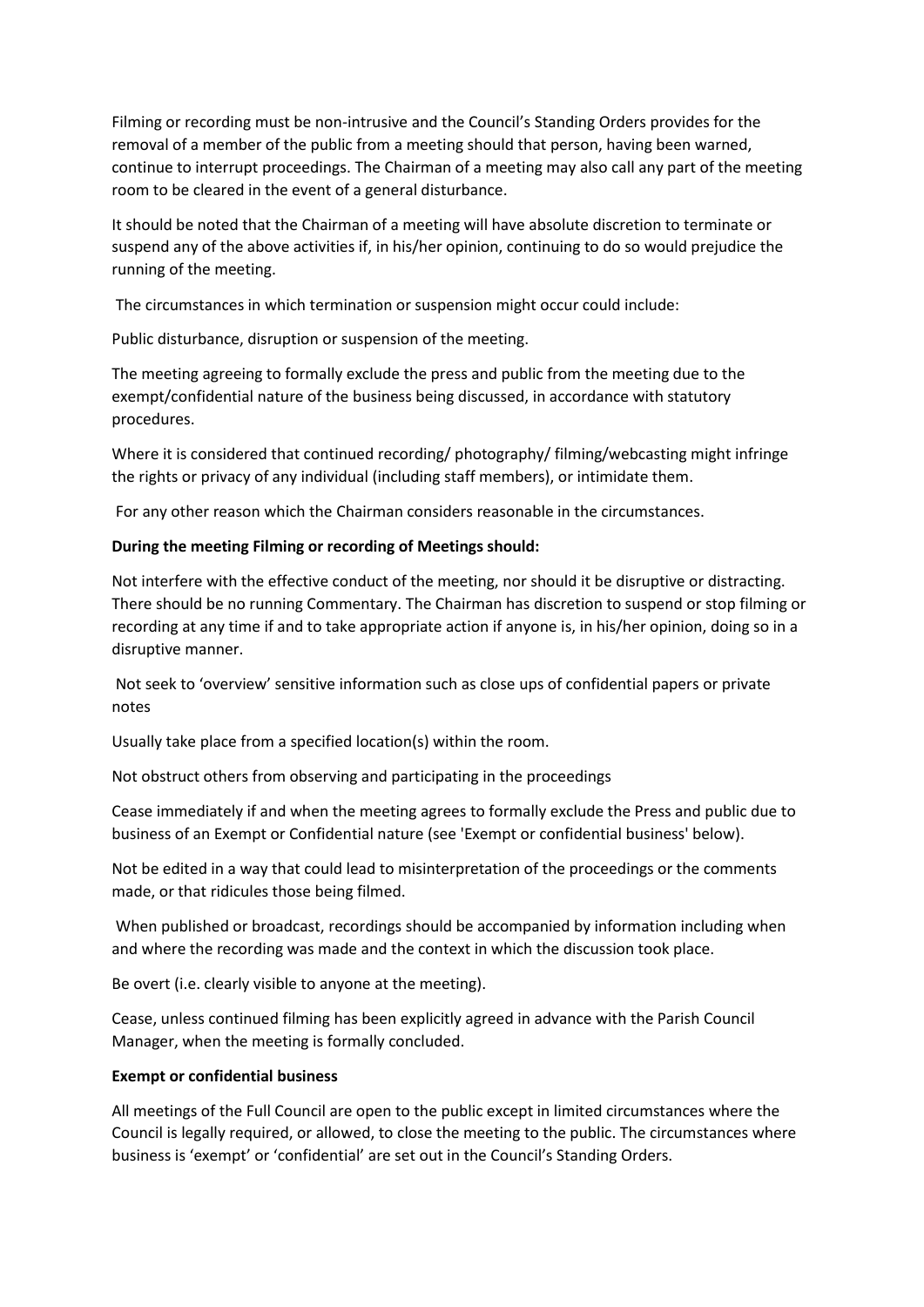Filming or recording must be non-intrusive and the Council's Standing Orders provides for the removal of a member of the public from a meeting should that person, having been warned, continue to interrupt proceedings. The Chairman of a meeting may also call any part of the meeting room to be cleared in the event of a general disturbance.

It should be noted that the Chairman of a meeting will have absolute discretion to terminate or suspend any of the above activities if, in his/her opinion, continuing to do so would prejudice the running of the meeting.

The circumstances in which termination or suspension might occur could include:

Public disturbance, disruption or suspension of the meeting.

The meeting agreeing to formally exclude the press and public from the meeting due to the exempt/confidential nature of the business being discussed, in accordance with statutory procedures.

Where it is considered that continued recording/ photography/ filming/webcasting might infringe the rights or privacy of any individual (including staff members), or intimidate them.

For any other reason which the Chairman considers reasonable in the circumstances.

**During the meeting Filming or recording of Meetings should:**

Not interfere with the effective conduct of the meeting, nor should it be disruptive or distracting. There should be no running Commentary. The Chairman has discretion to suspend or stop filming or recording at any time if and to take appropriate action if anyone is, in his/her opinion, doing so in a disruptive manner.

Not seek to 'overview' sensitive information such as close ups of confidential papers or private notes

Usually take place from a specified location(s) within the room.

Not obstruct others from observing and participating in the proceedings

Cease immediately if and when the meeting agrees to formally exclude the Press and public due to business of an Exempt or Confidential nature (see 'Exempt or confidential business' below).

Not be edited in a way that could lead to misinterpretation of the proceedings or the comments made, or that ridicules those being filmed.

When published or broadcast, recordings should be accompanied by information including when and where the recording was made and the context in which the discussion took place.

Be overt (i.e. clearly visible to anyone at the meeting).

Cease, unless continued filming has been explicitly agreed in advance with the Parish Council Manager, when the meeting is formally concluded.

**Exempt or confidential business**

All meetings of the Full Council are open to the public except in limited circumstances where the Council is legally required, or allowed, to close the meeting to the public. The circumstances where business is 'exempt' or 'confidential' are set out in the Council's Standing Orders.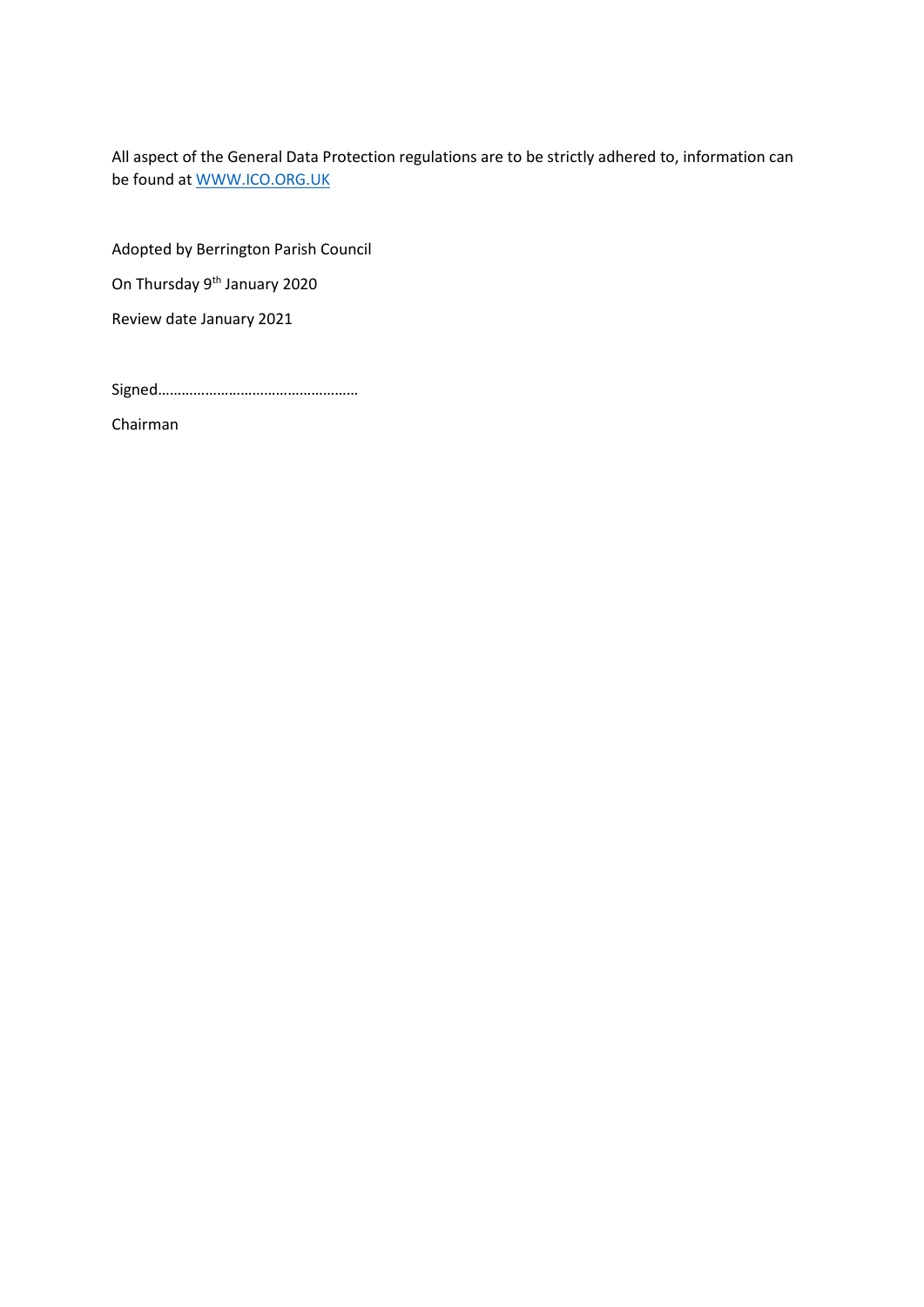All aspect of the General Data Protection regulations are to be strictly adhered to, information can be found at [WWW.ICO.ORG.UK](http://WWW.ICO.ORG.UK)

Adopted by Berrington Parish Council

On Thursday 9th January 2020

Review date January 2021

Signed…………………………………………

Chairman